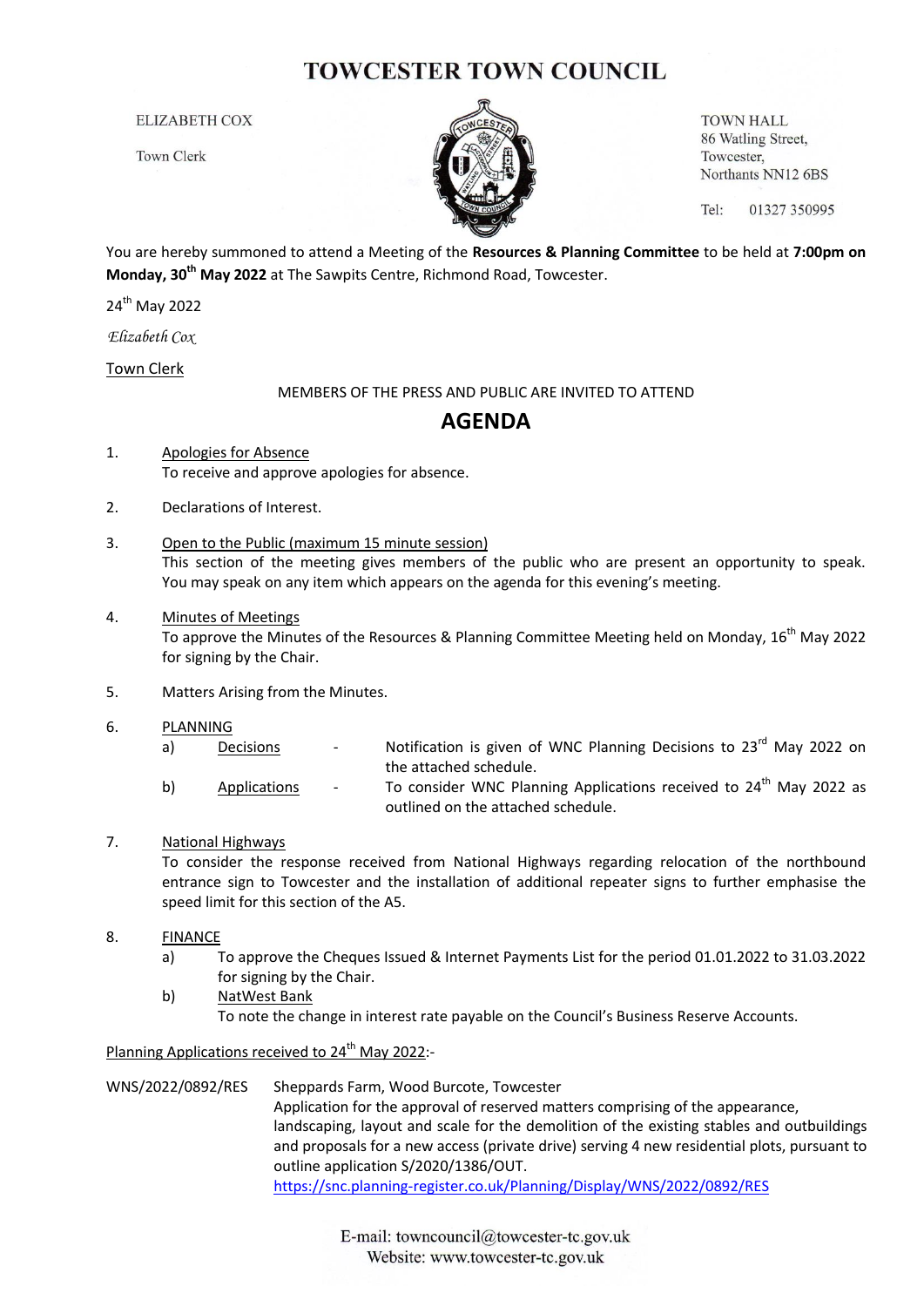# TOWCESTER TOWN COUNCIL

ELIZABETH COX

Town Clerk

TOWN HALL
86 Watling Street,
Towcester,
Northants NN12 6BS

Tel: 01327 350995

You are hereby summoned to attend a Meeting of the **Resources & Planning Committee** to be held at **7:00pm on Monday, 30th May 2022** at The Sawpits Centre, Richmond Road, Towcester.

24th May 2022

*Elizabeth Cox*

Town Clerk

MEMBERS OF THE PRESS AND PUBLIC ARE INVITED TO ATTEND

## AGENDA

1. Apologies for Absence
   To receive and approve apologies for absence.

2. Declarations of Interest.

3. Open to the Public (maximum 15 minute session)
   This section of the meeting gives members of the public who are present an opportunity to speak. You may speak on any item which appears on the agenda for this evening's meeting.

4. Minutes of Meetings
   To approve the Minutes of the Resources & Planning Committee Meeting held on Monday, 16th May 2022 for signing by the Chair.

5. Matters Arising from the Minutes.

6. PLANNING
   a) Decisions - Notification is given of WNC Planning Decisions to 23rd May 2022 on the attached schedule.
   b) Applications - To consider WNC Planning Applications received to 24th May 2022 as outlined on the attached schedule.

7. National Highways
   To consider the response received from National Highways regarding relocation of the northbound entrance sign to Towcester and the installation of additional repeater signs to further emphasise the speed limit for this section of the A5.

8. FINANCE
   a) To approve the Cheques Issued & Internet Payments List for the period 01.01.2022 to 31.03.2022 for signing by the Chair.
   b) NatWest Bank
      To note the change in interest rate payable on the Council's Business Reserve Accounts.

Planning Applications received to 24th May 2022:-

WNS/2022/0892/RES — Sheppards Farm, Wood Burcote, Towcester
Application for the approval of reserved matters comprising of the appearance, landscaping, layout and scale for the demolition of the existing stables and outbuildings and proposals for a new access (private drive) serving 4 new residential plots, pursuant to outline application S/2020/1386/OUT.
https://snc.planning-register.co.uk/Planning/Display/WNS/2022/0892/RES

E-mail: towncouncil@towcester-tc.gov.uk
Website: www.towcester-tc.gov.uk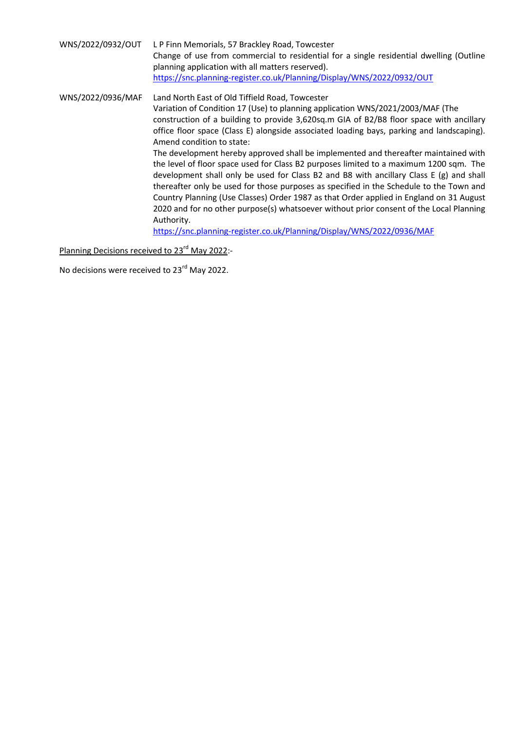WNS/2022/0932/OUT L P Finn Memorials, 57 Brackley Road, Towcester
Change of use from commercial to residential for a single residential dwelling (Outline planning application with all matters reserved).
https://snc.planning-register.co.uk/Planning/Display/WNS/2022/0932/OUT

WNS/2022/0936/MAF Land North East of Old Tiffield Road, Towcester
Variation of Condition 17 (Use) to planning application WNS/2021/2003/MAF (The construction of a building to provide 3,620sq.m GIA of B2/B8 floor space with ancillary office floor space (Class E) alongside associated loading bays, parking and landscaping). Amend condition to state:
The development hereby approved shall be implemented and thereafter maintained with the level of floor space used for Class B2 purposes limited to a maximum 1200 sqm. The development shall only be used for Class B2 and B8 with ancillary Class E (g) and shall thereafter only be used for those purposes as specified in the Schedule to the Town and Country Planning (Use Classes) Order 1987 as that Order applied in England on 31 August 2020 and for no other purpose(s) whatsoever without prior consent of the Local Planning Authority.
https://snc.planning-register.co.uk/Planning/Display/WNS/2022/0936/MAF

Planning Decisions received to 23rd May 2022:-

No decisions were received to 23rd May 2022.